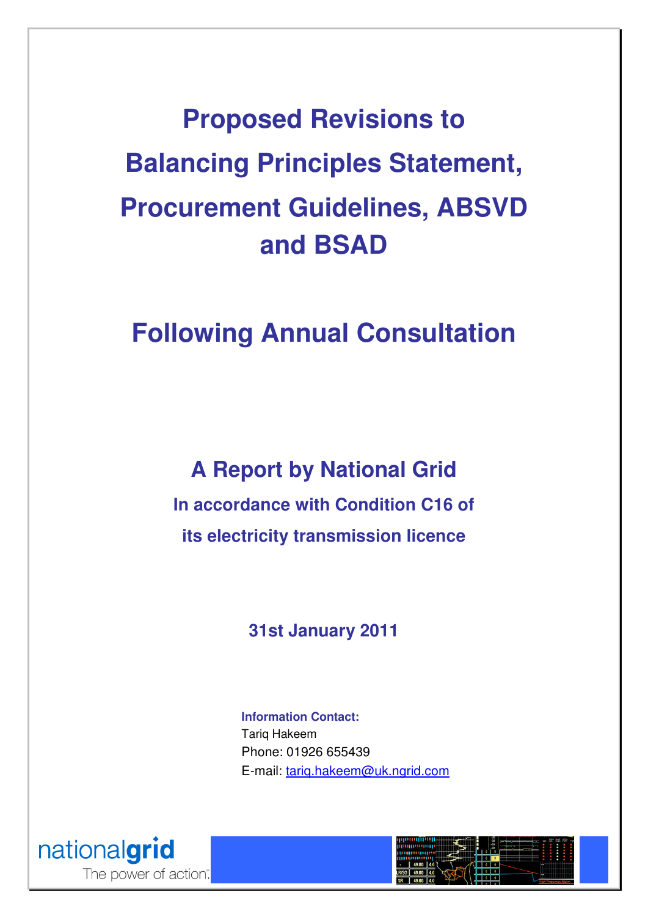# Proposed Revisions to Balancing Principles Statement, Procurement Guidelines, ABSVD and BSAD

## Following Annual Consultation

### A Report by National Grid

**In accordance with Condition C16 of its electricity transmission licence**

**31st January 2011**

**Information Contact:**
Tariq Hakeem
Phone: 01926 655439
E-mail: tariq.hakeem@uk.ngrid.com

nationalgrid
The power of action.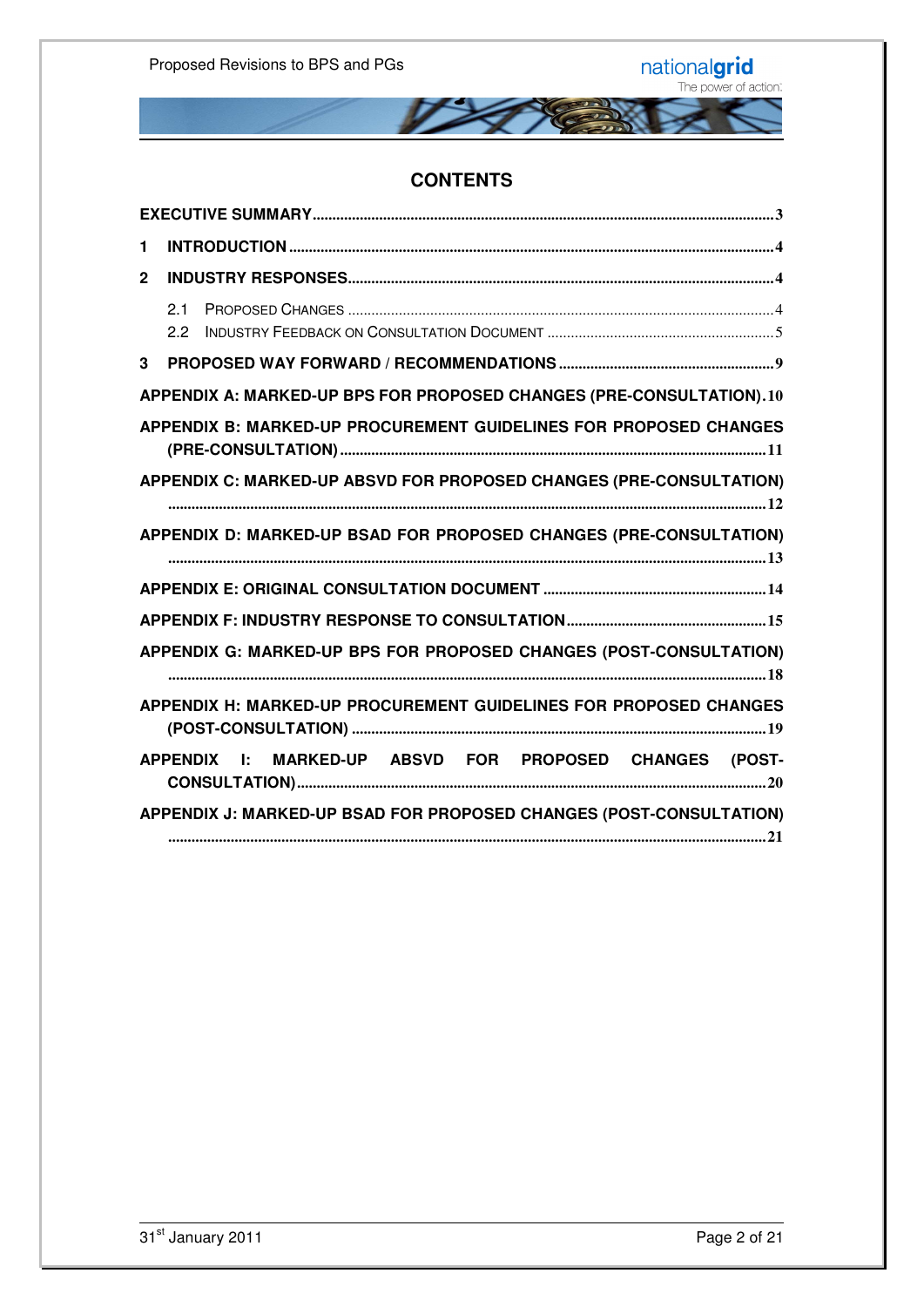# CONTENTS

**EXECUTIVE SUMMARY** ..... 3

**1 INTRODUCTION** ..... 4

**2 INDUSTRY RESPONSES** ..... 4

- 2.1 PROPOSED CHANGES ..... 4
- 2.2 INDUSTRY FEEDBACK ON CONSULTATION DOCUMENT ..... 5

**3 PROPOSED WAY FORWARD / RECOMMENDATIONS** ..... 9

**APPENDIX A: MARKED-UP BPS FOR PROPOSED CHANGES (PRE-CONSULTATION)** ..... 10

**APPENDIX B: MARKED-UP PROCUREMENT GUIDELINES FOR PROPOSED CHANGES (PRE-CONSULTATION)** ..... 11

**APPENDIX C: MARKED-UP ABSVD FOR PROPOSED CHANGES (PRE-CONSULTATION)** ..... 12

**APPENDIX D: MARKED-UP BSAD FOR PROPOSED CHANGES (PRE-CONSULTATION)** ..... 13

**APPENDIX E: ORIGINAL CONSULTATION DOCUMENT** ..... 14

**APPENDIX F: INDUSTRY RESPONSE TO CONSULTATION** ..... 15

**APPENDIX G: MARKED-UP BPS FOR PROPOSED CHANGES (POST-CONSULTATION)** ..... 18

**APPENDIX H: MARKED-UP PROCUREMENT GUIDELINES FOR PROPOSED CHANGES (POST-CONSULTATION)** ..... 19

**APPENDIX I: MARKED-UP ABSVD FOR PROPOSED CHANGES (POST-CONSULTATION)** ..... 20

**APPENDIX J: MARKED-UP BSAD FOR PROPOSED CHANGES (POST-CONSULTATION)** ..... 21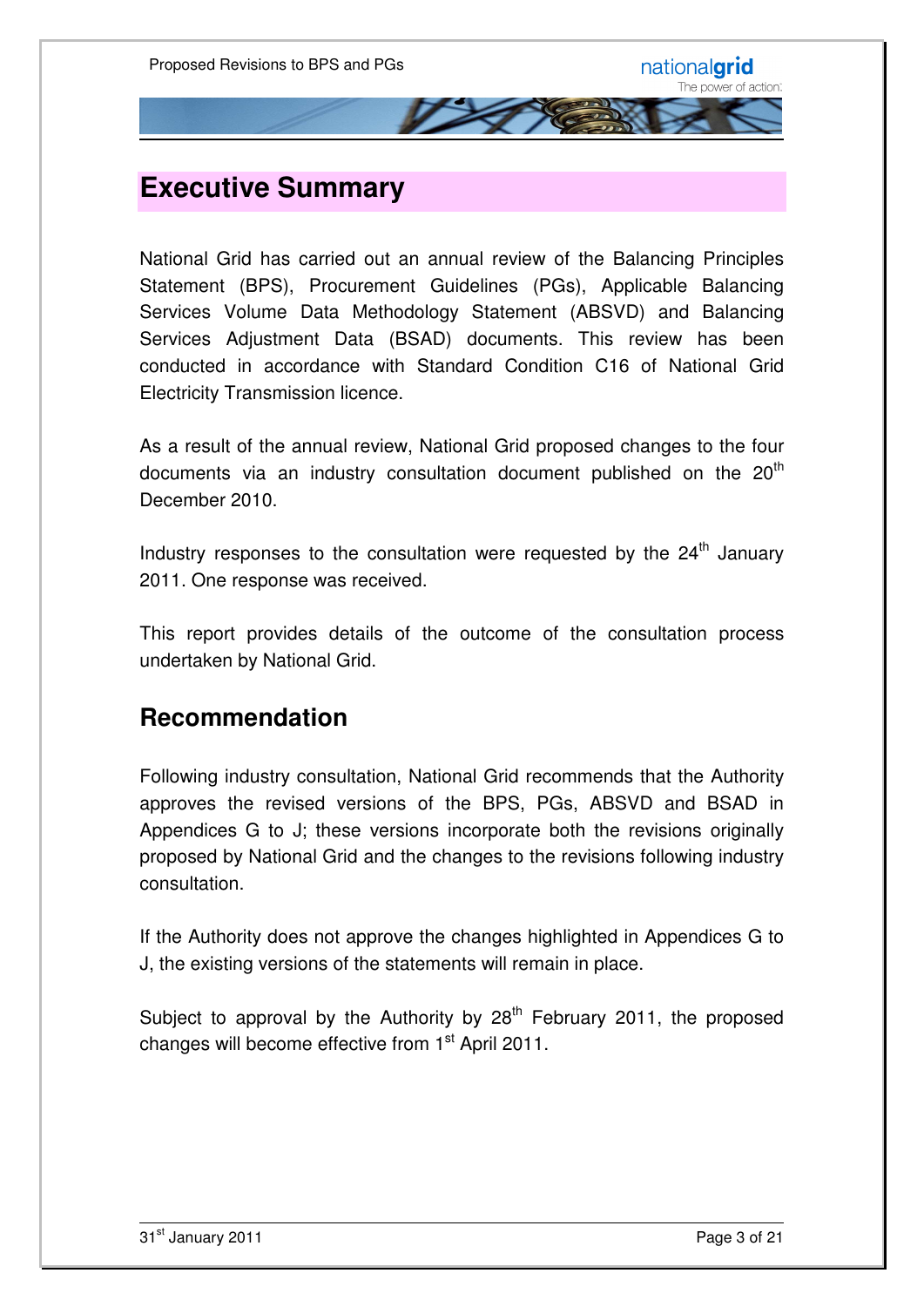# Executive Summary

National Grid has carried out an annual review of the Balancing Principles Statement (BPS), Procurement Guidelines (PGs), Applicable Balancing Services Volume Data Methodology Statement (ABSVD) and Balancing Services Adjustment Data (BSAD) documents. This review has been conducted in accordance with Standard Condition C16 of National Grid Electricity Transmission licence.

As a result of the annual review, National Grid proposed changes to the four documents via an industry consultation document published on the 20th December 2010.

Industry responses to the consultation were requested by the 24th January 2011. One response was received.

This report provides details of the outcome of the consultation process undertaken by National Grid.

## Recommendation

Following industry consultation, National Grid recommends that the Authority approves the revised versions of the BPS, PGs, ABSVD and BSAD in Appendices G to J; these versions incorporate both the revisions originally proposed by National Grid and the changes to the revisions following industry consultation.

If the Authority does not approve the changes highlighted in Appendices G to J, the existing versions of the statements will remain in place.

Subject to approval by the Authority by 28th February 2011, the proposed changes will become effective from 1st April 2011.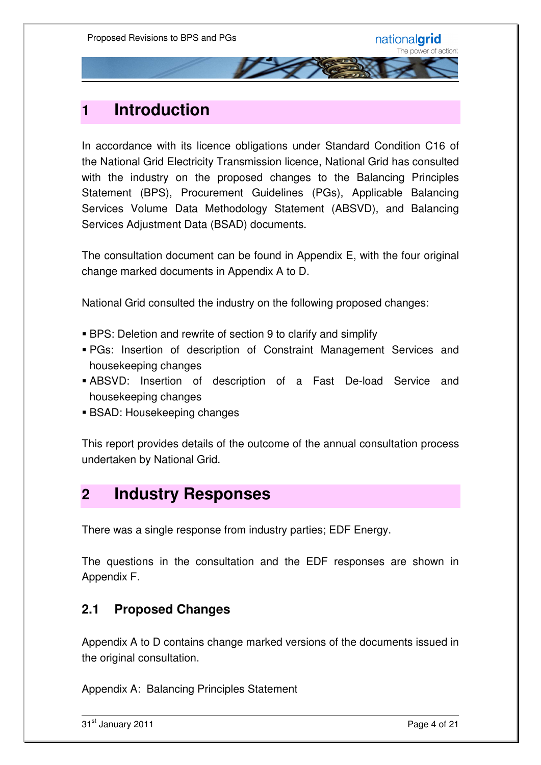# 1 Introduction

In accordance with its licence obligations under Standard Condition C16 of the National Grid Electricity Transmission licence, National Grid has consulted with the industry on the proposed changes to the Balancing Principles Statement (BPS), Procurement Guidelines (PGs), Applicable Balancing Services Volume Data Methodology Statement (ABSVD), and Balancing Services Adjustment Data (BSAD) documents.

The consultation document can be found in Appendix E, with the four original change marked documents in Appendix A to D.

National Grid consulted the industry on the following proposed changes:

- BPS: Deletion and rewrite of section 9 to clarify and simplify
- PGs: Insertion of description of Constraint Management Services and housekeeping changes
- ABSVD: Insertion of description of a Fast De-load Service and housekeeping changes
- BSAD: Housekeeping changes

This report provides details of the outcome of the annual consultation process undertaken by National Grid.

# 2 Industry Responses

There was a single response from industry parties; EDF Energy.

The questions in the consultation and the EDF responses are shown in Appendix F.

## 2.1 Proposed Changes

Appendix A to D contains change marked versions of the documents issued in the original consultation.

Appendix A: Balancing Principles Statement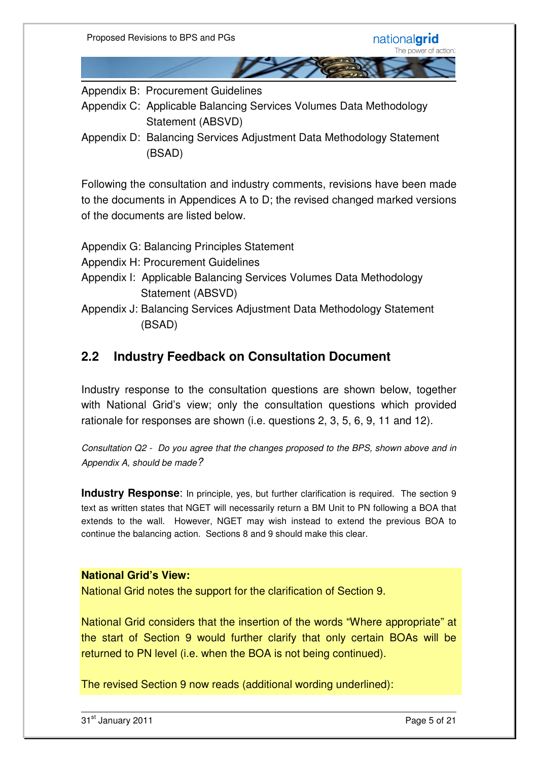Appendix B: Procurement Guidelines

Appendix C: Applicable Balancing Services Volumes Data Methodology Statement (ABSVD)

Appendix D: Balancing Services Adjustment Data Methodology Statement (BSAD)

Following the consultation and industry comments, revisions have been made to the documents in Appendices A to D; the revised changed marked versions of the documents are listed below.

Appendix G: Balancing Principles Statement

Appendix H: Procurement Guidelines

Appendix I: Applicable Balancing Services Volumes Data Methodology Statement (ABSVD)

Appendix J: Balancing Services Adjustment Data Methodology Statement (BSAD)

## 2.2 Industry Feedback on Consultation Document

Industry response to the consultation questions are shown below, together with National Grid's view; only the consultation questions which provided rationale for responses are shown (i.e. questions 2, 3, 5, 6, 9, 11 and 12).

*Consultation Q2 - Do you agree that the changes proposed to the BPS, shown above and in Appendix A, should be made?*

**Industry Response**: In principle, yes, but further clarification is required. The section 9 text as written states that NGET will necessarily return a BM Unit to PN following a BOA that extends to the wall. However, NGET may wish instead to extend the previous BOA to continue the balancing action. Sections 8 and 9 should make this clear.

**National Grid's View:**

National Grid notes the support for the clarification of Section 9.

National Grid considers that the insertion of the words "Where appropriate" at the start of Section 9 would further clarify that only certain BOAs will be returned to PN level (i.e. when the BOA is not being continued).

The revised Section 9 now reads (additional wording underlined):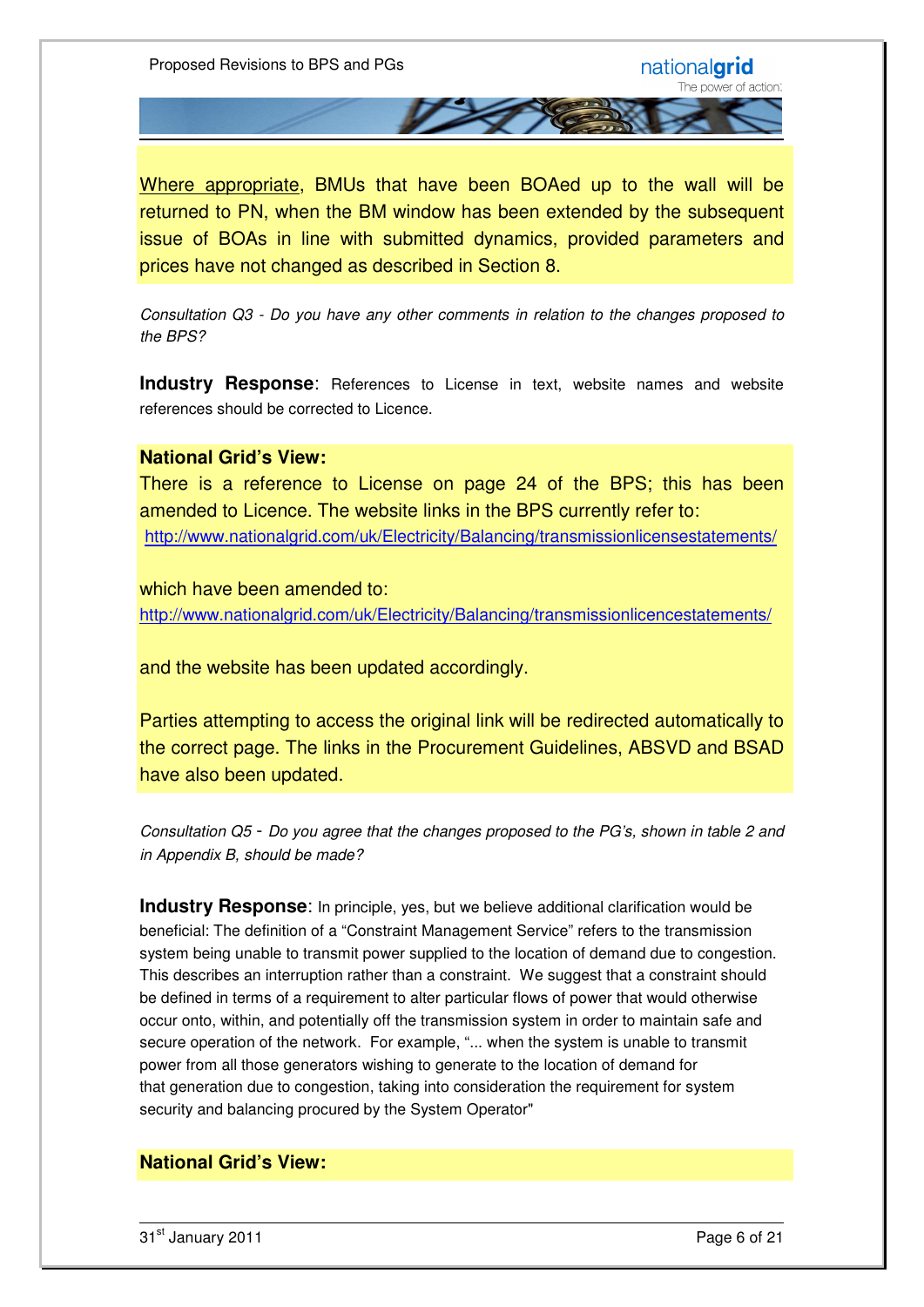Where appropriate, BMUs that have been BOAed up to the wall will be returned to PN, when the BM window has been extended by the subsequent issue of BOAs in line with submitted dynamics, provided parameters and prices have not changed as described in Section 8.

*Consultation Q3 - Do you have any other comments in relation to the changes proposed to the BPS?*

**Industry Response**: References to License in text, website names and website references should be corrected to Licence.

**National Grid's View:**

There is a reference to License on page 24 of the BPS; this has been amended to Licence. The website links in the BPS currently refer to:

http://www.nationalgrid.com/uk/Electricity/Balancing/transmissionlicensestatements/

which have been amended to:

http://www.nationalgrid.com/uk/Electricity/Balancing/transmissionlicencestatements/

and the website has been updated accordingly.

Parties attempting to access the original link will be redirected automatically to the correct page. The links in the Procurement Guidelines, ABSVD and BSAD have also been updated.

*Consultation Q5 - Do you agree that the changes proposed to the PG's, shown in table 2 and in Appendix B, should be made?*

**Industry Response**: In principle, yes, but we believe additional clarification would be beneficial: The definition of a "Constraint Management Service" refers to the transmission system being unable to transmit power supplied to the location of demand due to congestion. This describes an interruption rather than a constraint. We suggest that a constraint should be defined in terms of a requirement to alter particular flows of power that would otherwise occur onto, within, and potentially off the transmission system in order to maintain safe and secure operation of the network. For example, "... when the system is unable to transmit power from all those generators wishing to generate to the location of demand for that generation due to congestion, taking into consideration the requirement for system security and balancing procured by the System Operator"

**National Grid's View:**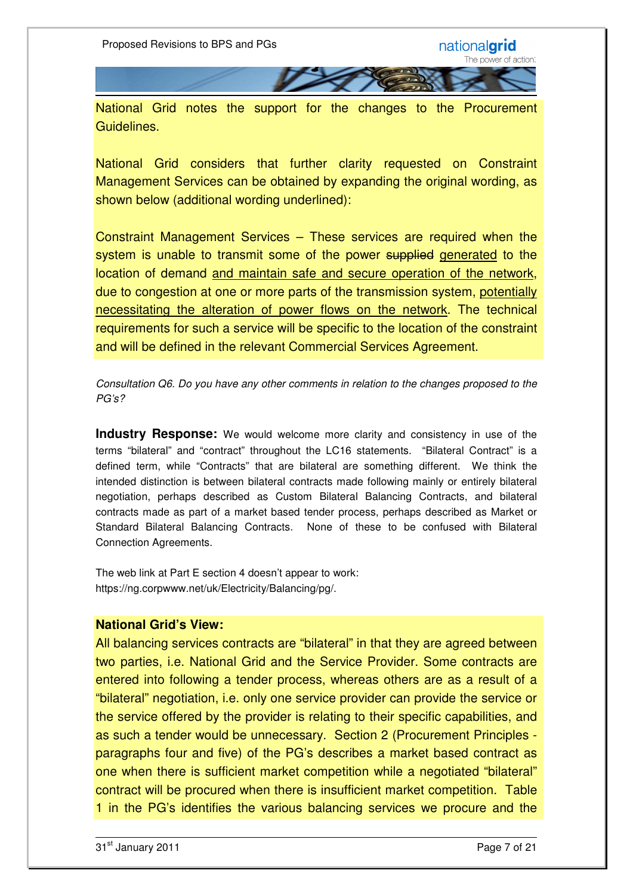National Grid notes the support for the changes to the Procurement Guidelines.

National Grid considers that further clarity requested on Constraint Management Services can be obtained by expanding the original wording, as shown below (additional wording underlined):

Constraint Management Services – These services are required when the system is unable to transmit some of the power ~~supplied~~ <u>generated</u> to the location of demand <u>and maintain safe and secure operation of the network</u>, due to congestion at one or more parts of the transmission system, <u>potentially necessitating the alteration of power flows on the network</u>. The technical requirements for such a service will be specific to the location of the constraint and will be defined in the relevant Commercial Services Agreement.

*Consultation Q6. Do you have any other comments in relation to the changes proposed to the PG's?*

**Industry Response:** We would welcome more clarity and consistency in use of the terms "bilateral" and "contract" throughout the LC16 statements. "Bilateral Contract" is a defined term, while "Contracts" that are bilateral are something different. We think the intended distinction is between bilateral contracts made following mainly or entirely bilateral negotiation, perhaps described as Custom Bilateral Balancing Contracts, and bilateral contracts made as part of a market based tender process, perhaps described as Market or Standard Bilateral Balancing Contracts. None of these to be confused with Bilateral Connection Agreements.

The web link at Part E section 4 doesn't appear to work: https://ng.corpwww.net/uk/Electricity/Balancing/pg/.

**National Grid's View:**

All balancing services contracts are "bilateral" in that they are agreed between two parties, i.e. National Grid and the Service Provider. Some contracts are entered into following a tender process, whereas others are as a result of a "bilateral" negotiation, i.e. only one service provider can provide the service or the service offered by the provider is relating to their specific capabilities, and as such a tender would be unnecessary. Section 2 (Procurement Principles - paragraphs four and five) of the PG's describes a market based contract as one when there is sufficient market competition while a negotiated "bilateral" contract will be procured when there is insufficient market competition. Table 1 in the PG's identifies the various balancing services we procure and the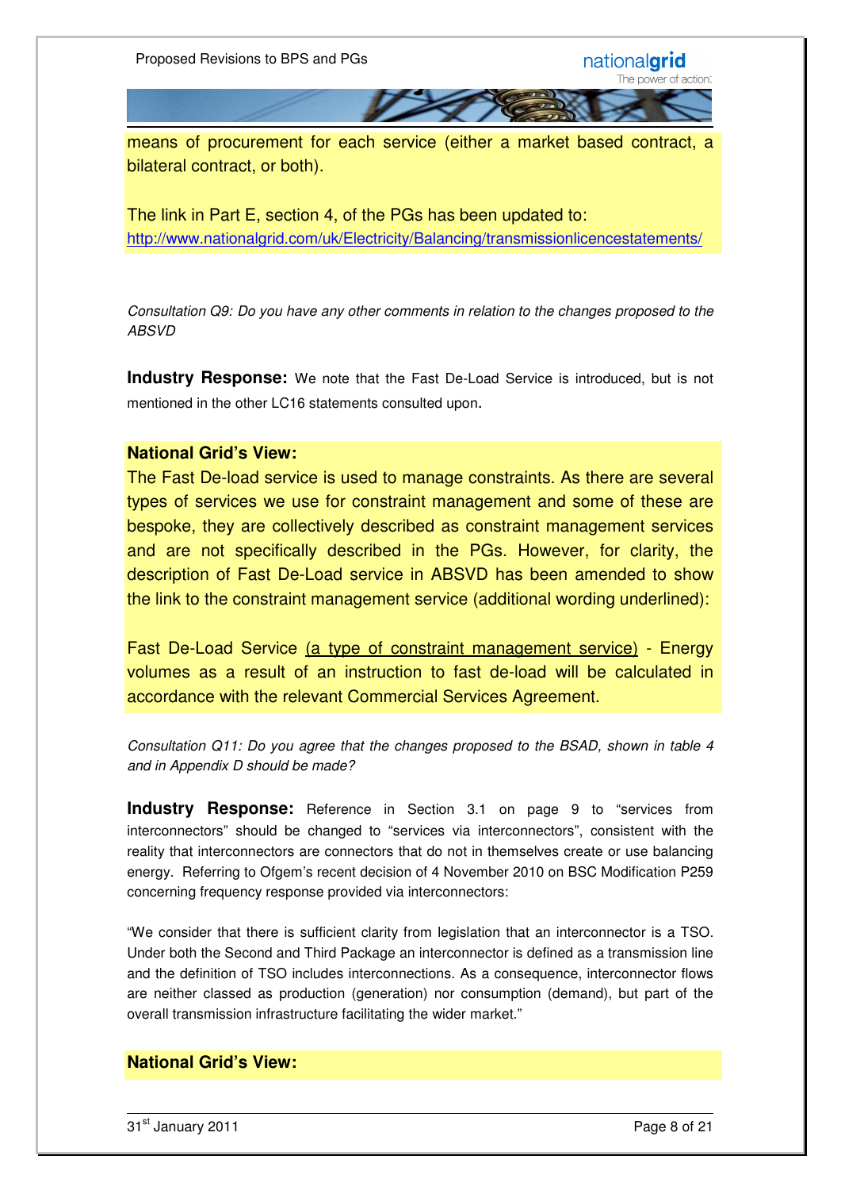means of procurement for each service (either a market based contract, a bilateral contract, or both).

The link in Part E, section 4, of the PGs has been updated to: http://www.nationalgrid.com/uk/Electricity/Balancing/transmissionlicencestatements/

*Consultation Q9: Do you have any other comments in relation to the changes proposed to the ABSVD*

**Industry Response:** We note that the Fast De-Load Service is introduced, but is not mentioned in the other LC16 statements consulted upon.

**National Grid's View:**

The Fast De-load service is used to manage constraints. As there are several types of services we use for constraint management and some of these are bespoke, they are collectively described as constraint management services and are not specifically described in the PGs. However, for clarity, the description of Fast De-Load service in ABSVD has been amended to show the link to the constraint management service (additional wording underlined):

Fast De-Load Service <u>(a type of constraint management service)</u> - Energy volumes as a result of an instruction to fast de-load will be calculated in accordance with the relevant Commercial Services Agreement.

*Consultation Q11: Do you agree that the changes proposed to the BSAD, shown in table 4 and in Appendix D should be made?*

**Industry Response:** Reference in Section 3.1 on page 9 to "services from interconnectors" should be changed to "services via interconnectors", consistent with the reality that interconnectors are connectors that do not in themselves create or use balancing energy. Referring to Ofgem's recent decision of 4 November 2010 on BSC Modification P259 concerning frequency response provided via interconnectors:

"We consider that there is sufficient clarity from legislation that an interconnector is a TSO. Under both the Second and Third Package an interconnector is defined as a transmission line and the definition of TSO includes interconnections. As a consequence, interconnector flows are neither classed as production (generation) nor consumption (demand), but part of the overall transmission infrastructure facilitating the wider market."

**National Grid's View:**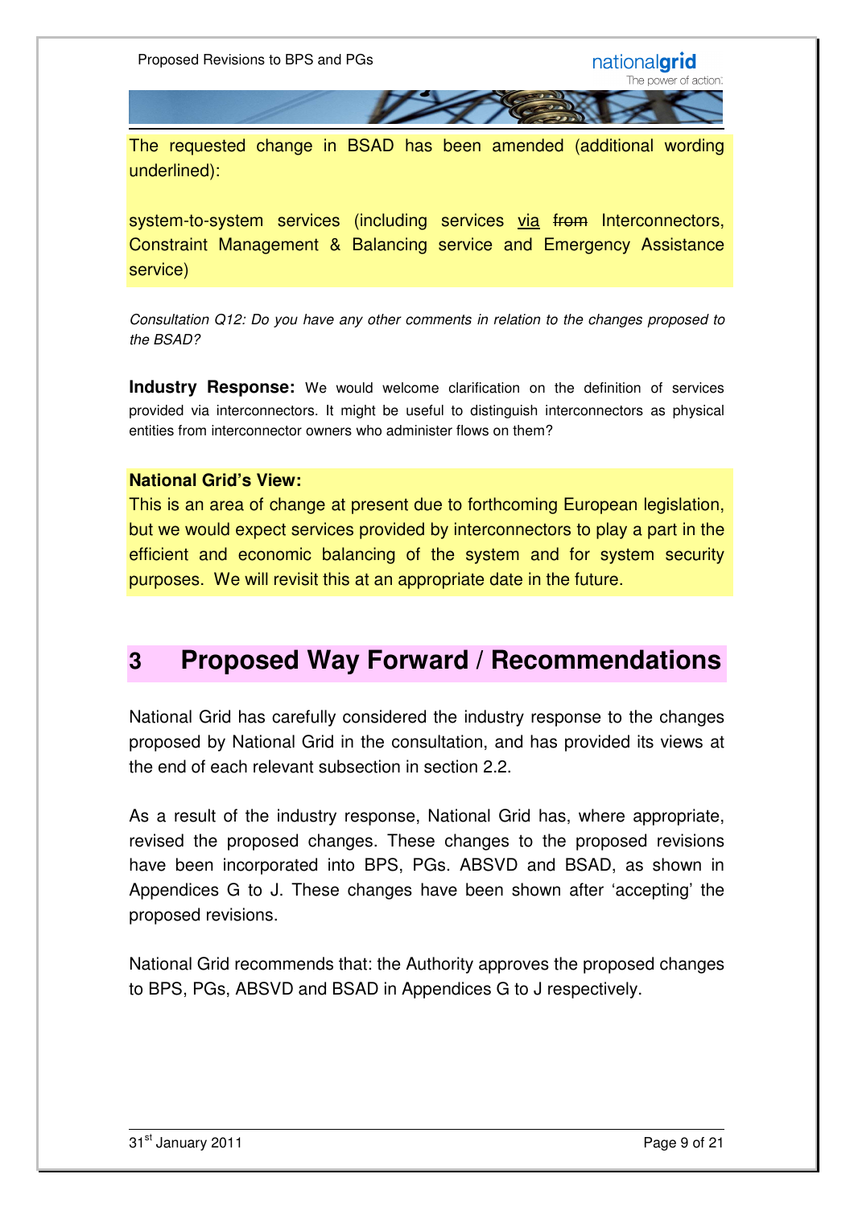The requested change in BSAD has been amended (additional wording underlined):

system-to-system services (including services <u>via</u> ~~from~~ Interconnectors, Constraint Management & Balancing service and Emergency Assistance service)

*Consultation Q12: Do you have any other comments in relation to the changes proposed to the BSAD?*

**Industry Response:** We would welcome clarification on the definition of services provided via interconnectors. It might be useful to distinguish interconnectors as physical entities from interconnector owners who administer flows on them?

**National Grid's View:**
This is an area of change at present due to forthcoming European legislation, but we would expect services provided by interconnectors to play a part in the efficient and economic balancing of the system and for system security purposes. We will revisit this at an appropriate date in the future.

# 3 Proposed Way Forward / Recommendations

National Grid has carefully considered the industry response to the changes proposed by National Grid in the consultation, and has provided its views at the end of each relevant subsection in section 2.2.

As a result of the industry response, National Grid has, where appropriate, revised the proposed changes. These changes to the proposed revisions have been incorporated into BPS, PGs. ABSVD and BSAD, as shown in Appendices G to J. These changes have been shown after 'accepting' the proposed revisions.

National Grid recommends that: the Authority approves the proposed changes to BPS, PGs, ABSVD and BSAD in Appendices G to J respectively.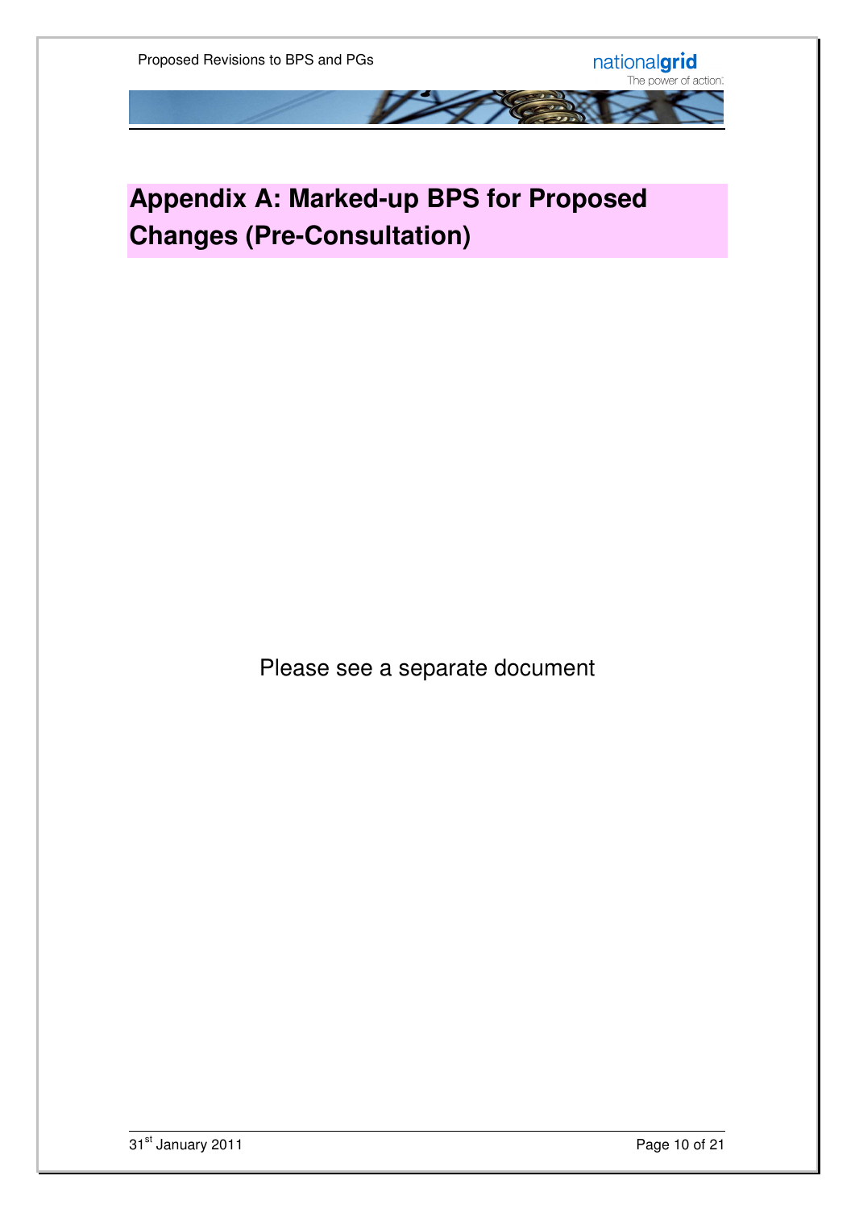# Appendix A: Marked-up BPS for Proposed Changes (Pre-Consultation)

Please see a separate document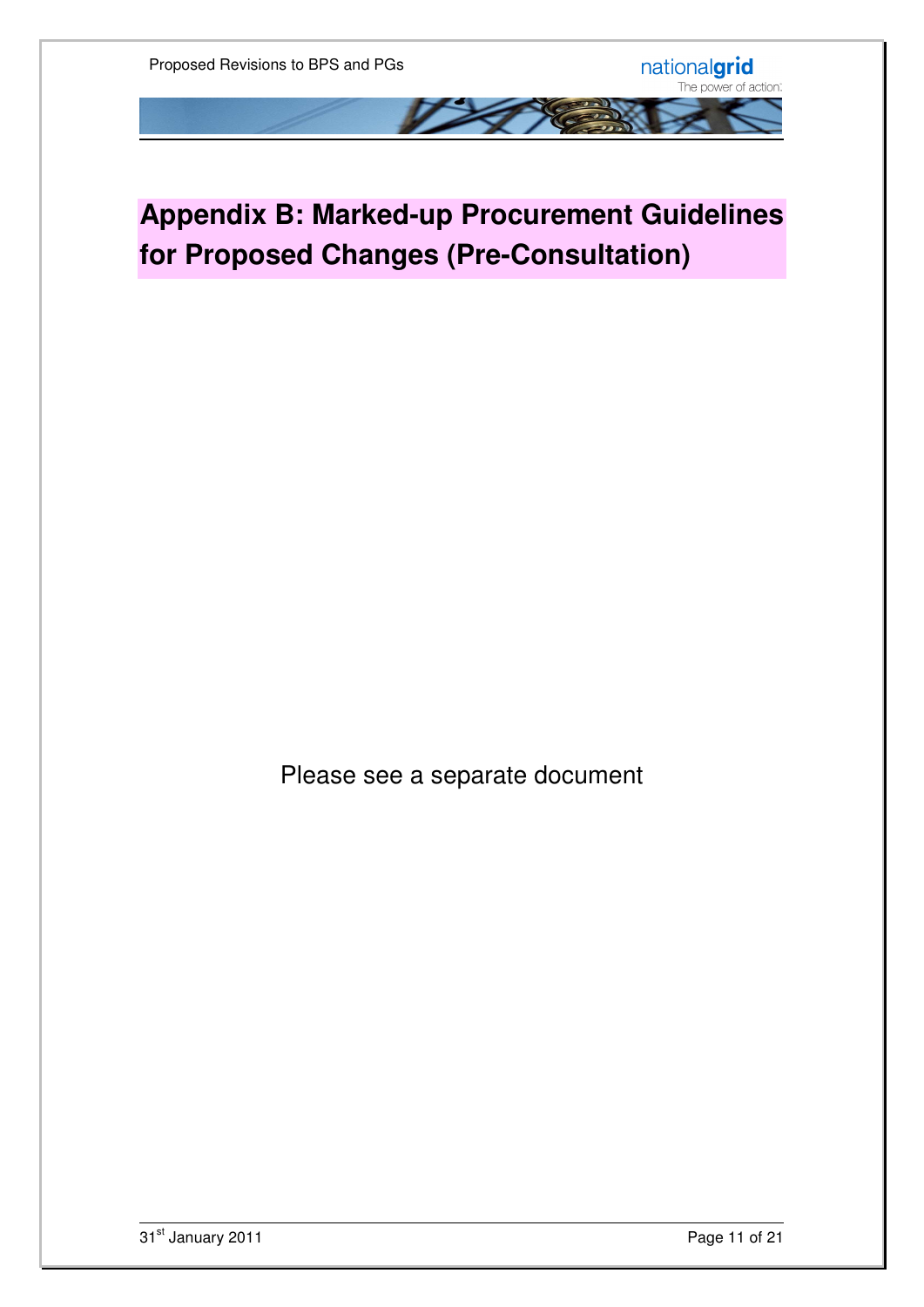# Appendix B: Marked-up Procurement Guidelines for Proposed Changes (Pre-Consultation)

Please see a separate document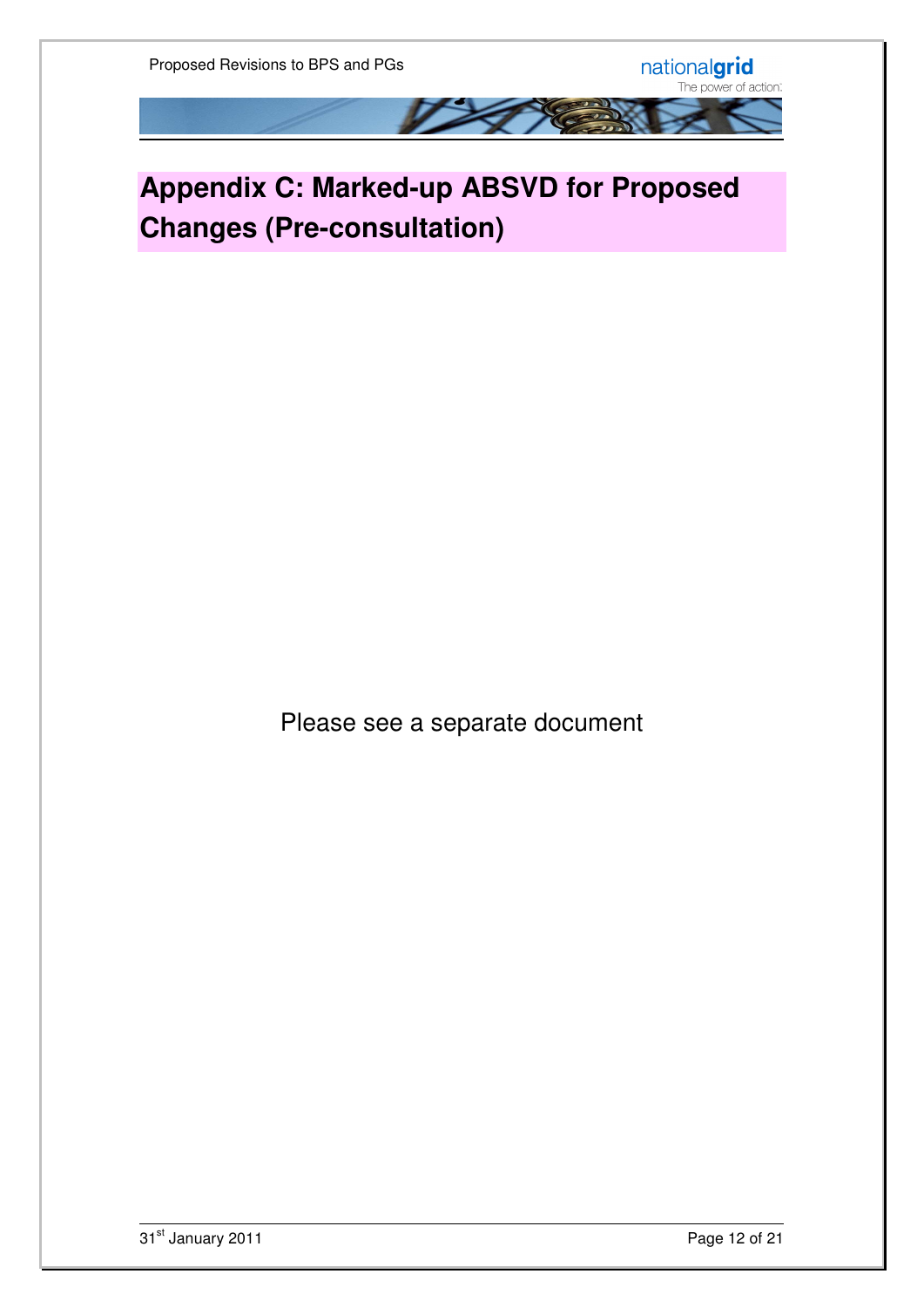# Appendix C: Marked-up ABSVD for Proposed Changes (Pre-consultation)

Please see a separate document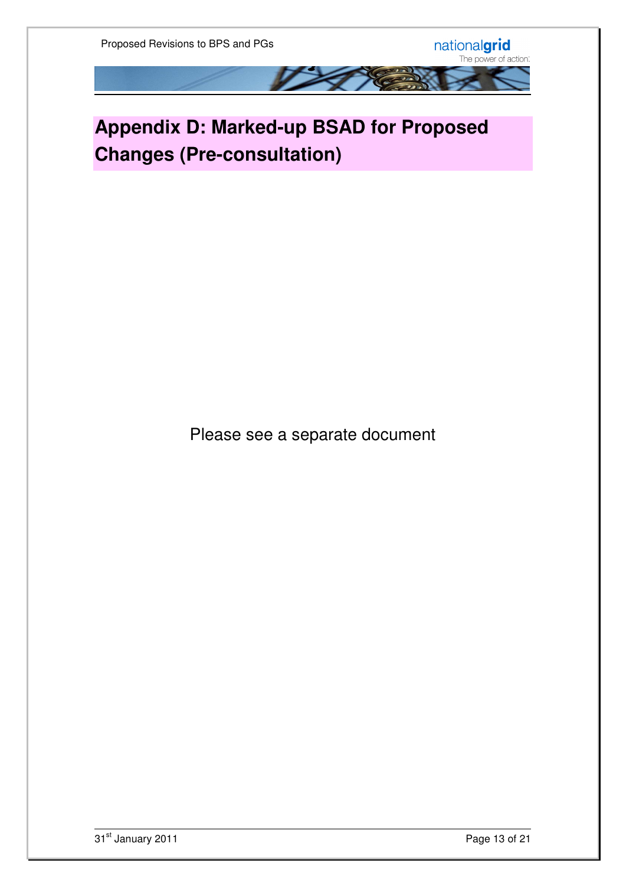# Appendix D: Marked-up BSAD for Proposed Changes (Pre-consultation)

Please see a separate document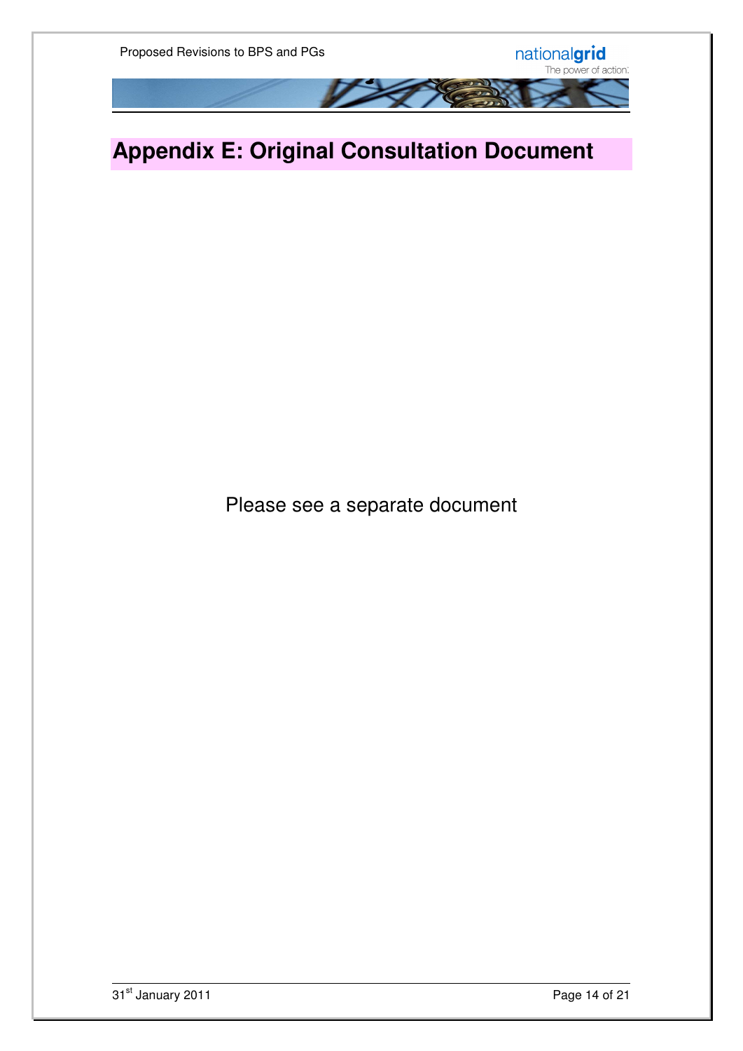# Appendix E: Original Consultation Document

Please see a separate document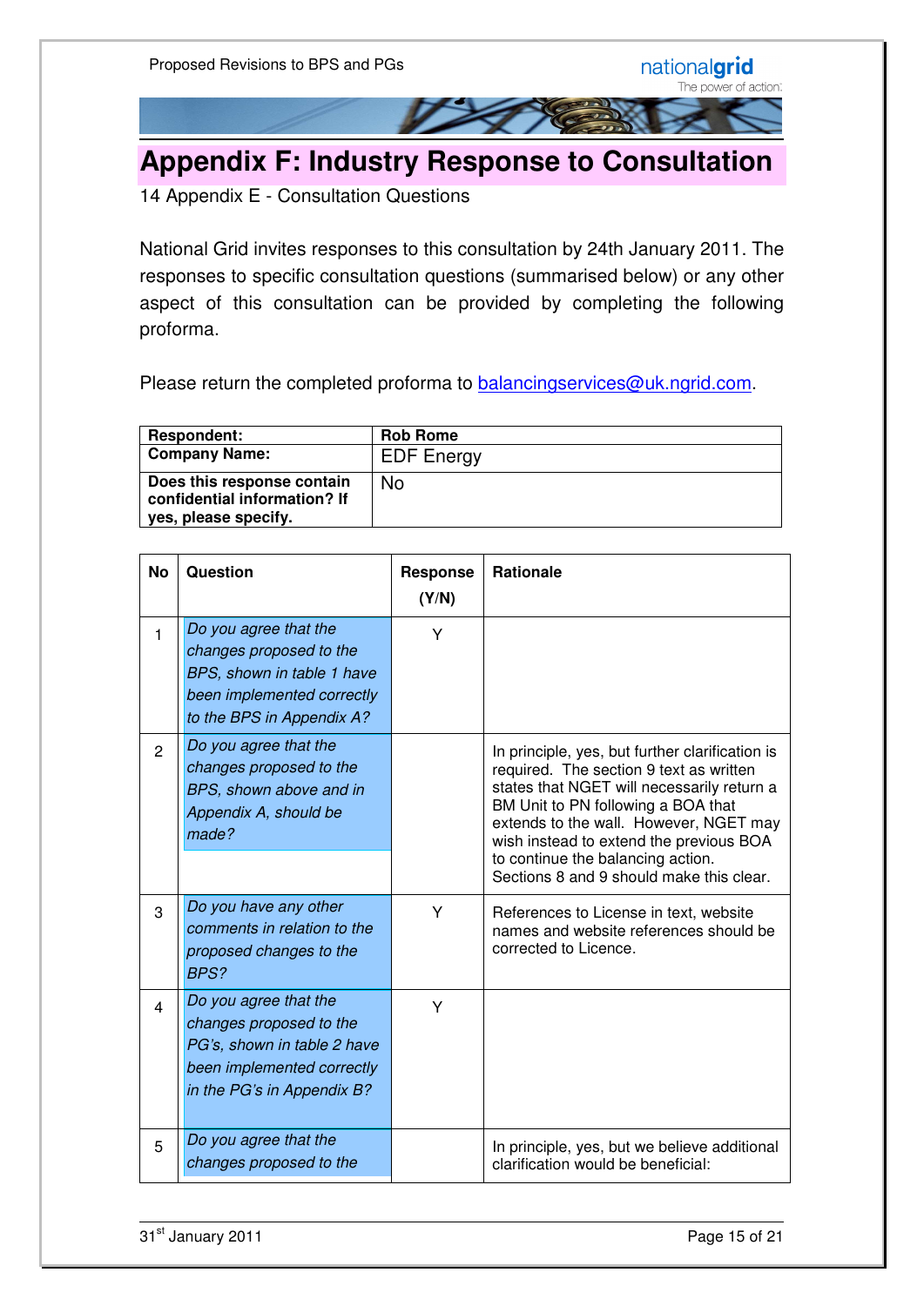# Appendix F: Industry Response to Consultation

14 Appendix E - Consultation Questions

National Grid invites responses to this consultation by 24th January 2011. The responses to specific consultation questions (summarised below) or any other aspect of this consultation can be provided by completing the following proforma.

Please return the completed proforma to balancingservices@uk.ngrid.com.

| **Respondent:** | **Rob Rome** |
|---|---|
| **Company Name:** | EDF Energy |
| **Does this response contain confidential information? If yes, please specify.** | No |

| No | Question | Response (Y/N) | Rationale |
|---|---|---|---|
| 1 | *Do you agree that the changes proposed to the BPS, shown in table 1 have been implemented correctly to the BPS in Appendix A?* | Y | |
| 2 | *Do you agree that the changes proposed to the BPS, shown above and in Appendix A, should be made?* | | In principle, yes, but further clarification is required. The section 9 text as written states that NGET will necessarily return a BM Unit to PN following a BOA that extends to the wall. However, NGET may wish instead to extend the previous BOA to continue the balancing action. Sections 8 and 9 should make this clear. |
| 3 | *Do you have any other comments in relation to the proposed changes to the BPS?* | Y | References to License in text, website names and website references should be corrected to Licence. |
| 4 | *Do you agree that the changes proposed to the PG's, shown in table 2 have been implemented correctly in the PG's in Appendix B?* | Y | |
| 5 | *Do you agree that the changes proposed to the* | | In principle, yes, but we believe additional clarification would be beneficial: |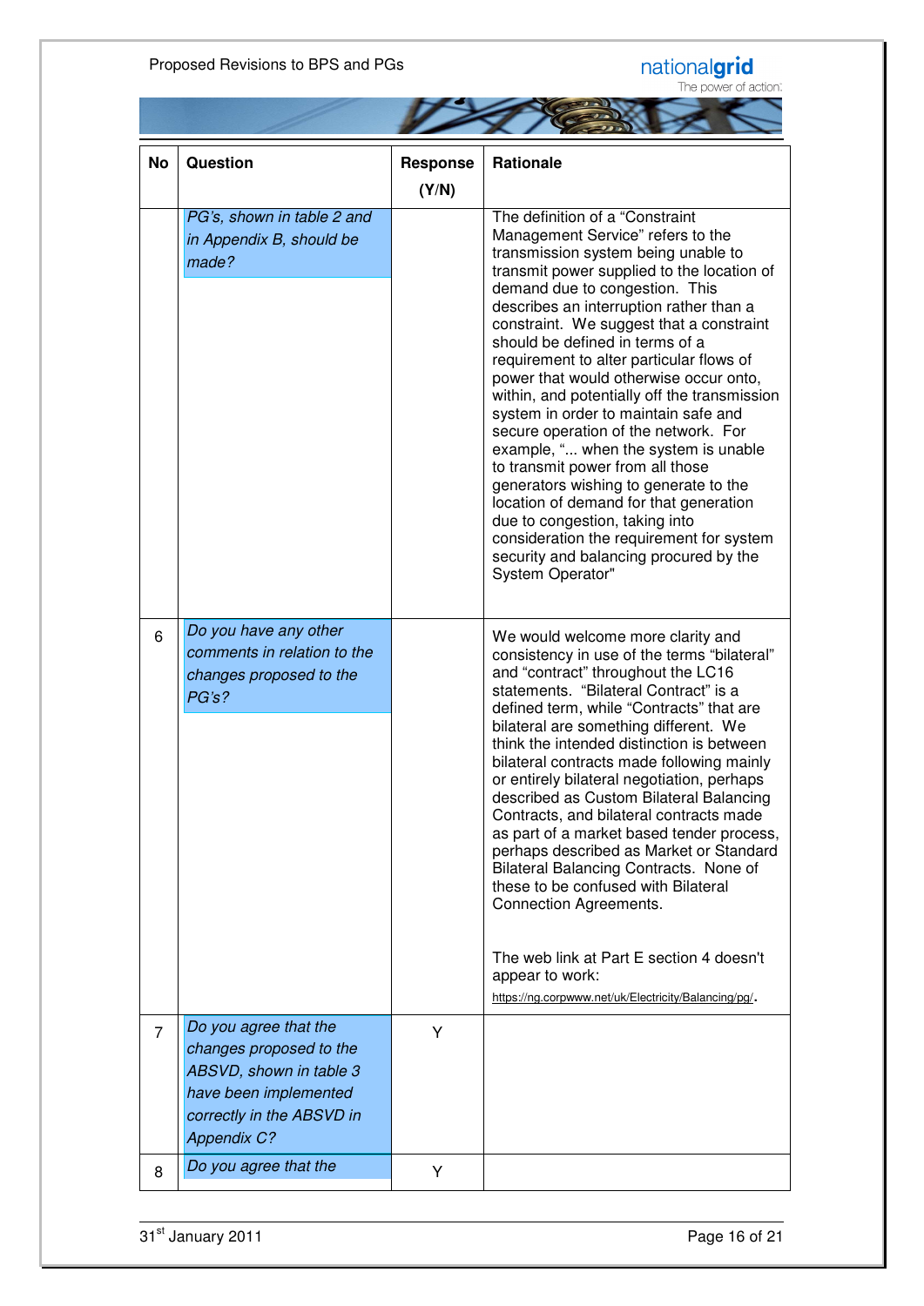| No | Question | Response (Y/N) | Rationale |
|---|---|---|---|
| | *PG's, shown in table 2 and in Appendix B, should be made?* | | The definition of a "Constraint Management Service" refers to the transmission system being unable to transmit power supplied to the location of demand due to congestion. This describes an interruption rather than a constraint. We suggest that a constraint should be defined in terms of a requirement to alter particular flows of power that would otherwise occur onto, within, and potentially off the transmission system in order to maintain safe and secure operation of the network. For example, "... when the system is unable to transmit power from all those generators wishing to generate to the location of demand for that generation due to congestion, taking into consideration the requirement for system security and balancing procured by the System Operator" |
| 6 | *Do you have any other comments in relation to the changes proposed to the PG's?* | | We would welcome more clarity and consistency in use of the terms "bilateral" and "contract" throughout the LC16 statements. "Bilateral Contract" is a defined term, while "Contracts" that are bilateral are something different. We think the intended distinction is between bilateral contracts made following mainly or entirely bilateral negotiation, perhaps described as Custom Bilateral Balancing Contracts, and bilateral contracts made as part of a market based tender process, perhaps described as Market or Standard Bilateral Balancing Contracts. None of these to be confused with Bilateral Connection Agreements.<br><br>The web link at Part E section 4 doesn't appear to work: https://ng.corpwww.net/uk/Electricity/Balancing/pg/. |
| 7 | *Do you agree that the changes proposed to the ABSVD, shown in table 3 have been implemented correctly in the ABSVD in Appendix C?* | Y | |
| 8 | *Do you agree that the* | Y | |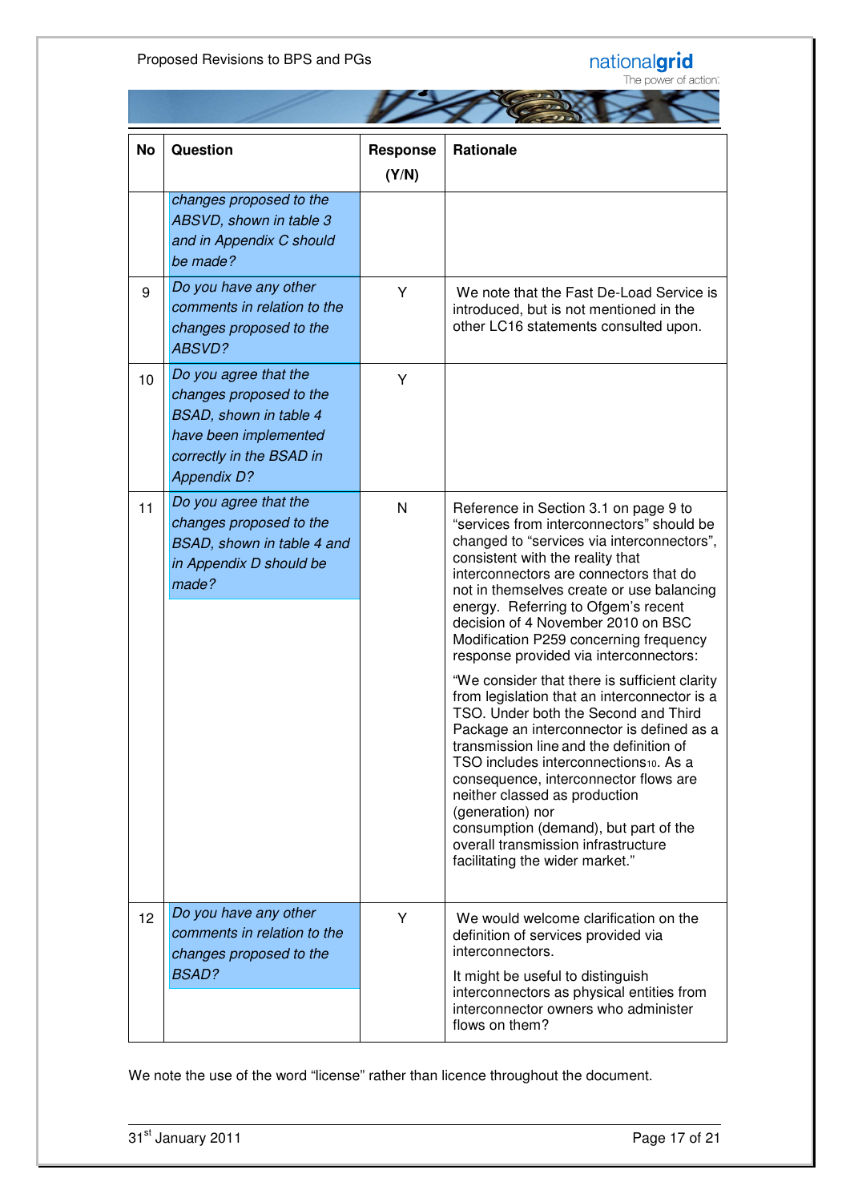| No | Question | Response (Y/N) | Rationale |
|---|---|---|---|
| | *changes proposed to the ABSVD, shown in table 3 and in Appendix C should be made?* | | |
| 9 | *Do you have any other comments in relation to the changes proposed to the ABSVD?* | Y | We note that the Fast De-Load Service is introduced, but is not mentioned in the other LC16 statements consulted upon. |
| 10 | *Do you agree that the changes proposed to the BSAD, shown in table 4 have been implemented correctly in the BSAD in Appendix D?* | Y | |
| 11 | *Do you agree that the changes proposed to the BSAD, shown in table 4 and in Appendix D should be made?* | N | Reference in Section 3.1 on page 9 to "services from interconnectors" should be changed to "services via interconnectors", consistent with the reality that interconnectors are connectors that do not in themselves create or use balancing energy. Referring to Ofgem's recent decision of 4 November 2010 on BSC Modification P259 concerning frequency response provided via interconnectors:<br><br>"We consider that there is sufficient clarity from legislation that an interconnector is a TSO. Under both the Second and Third Package an interconnector is defined as a transmission line and the definition of TSO includes interconnections[10]. As a consequence, interconnector flows are neither classed as production (generation) nor consumption (demand), but part of the overall transmission infrastructure facilitating the wider market." |
| 12 | *Do you have any other comments in relation to the changes proposed to the BSAD?* | Y | We would welcome clarification on the definition of services provided via interconnectors.<br><br>It might be useful to distinguish interconnectors as physical entities from interconnector owners who administer flows on them? |

We note the use of the word "license" rather than licence throughout the document.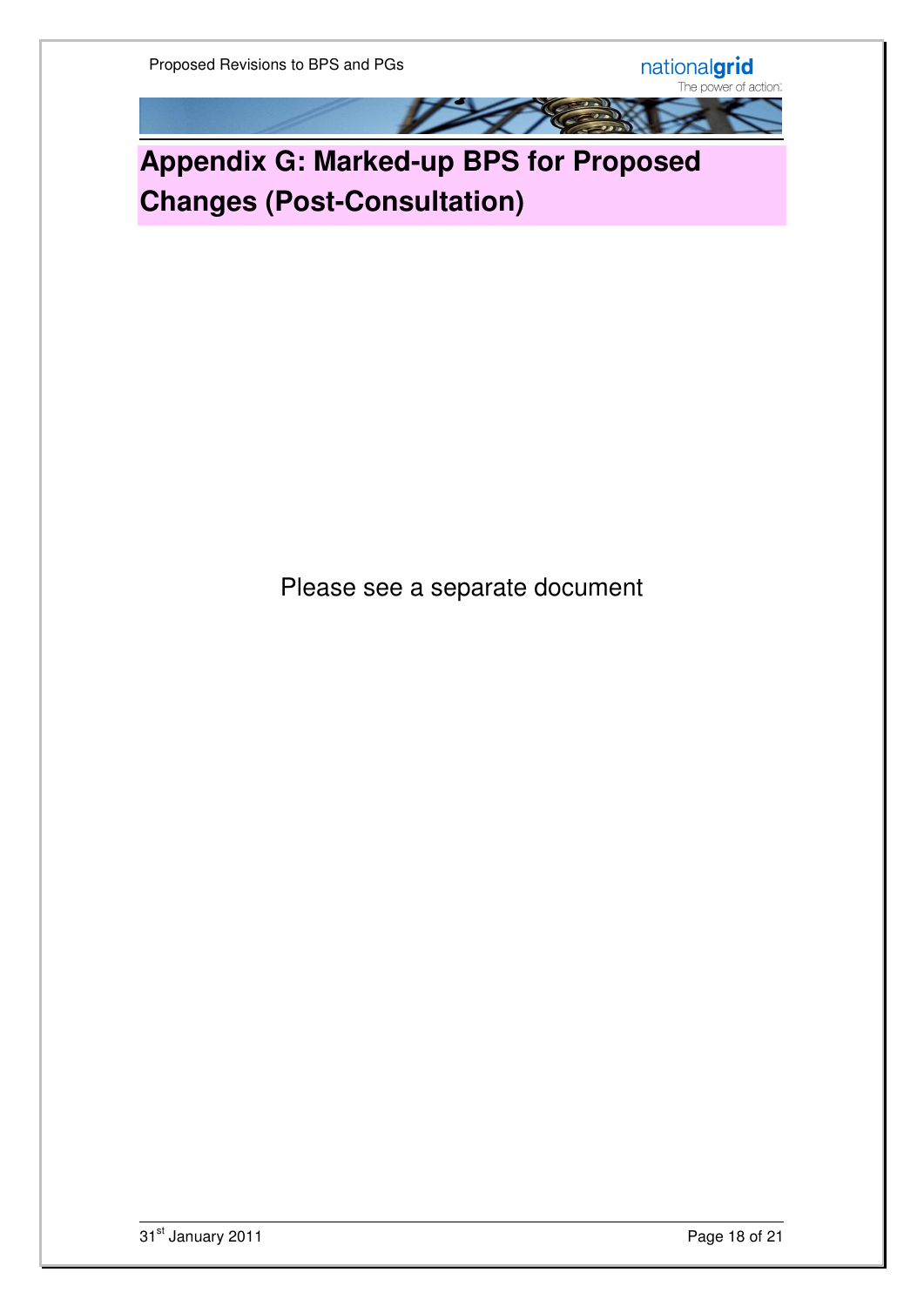# Appendix G: Marked-up BPS for Proposed Changes (Post-Consultation)

Please see a separate document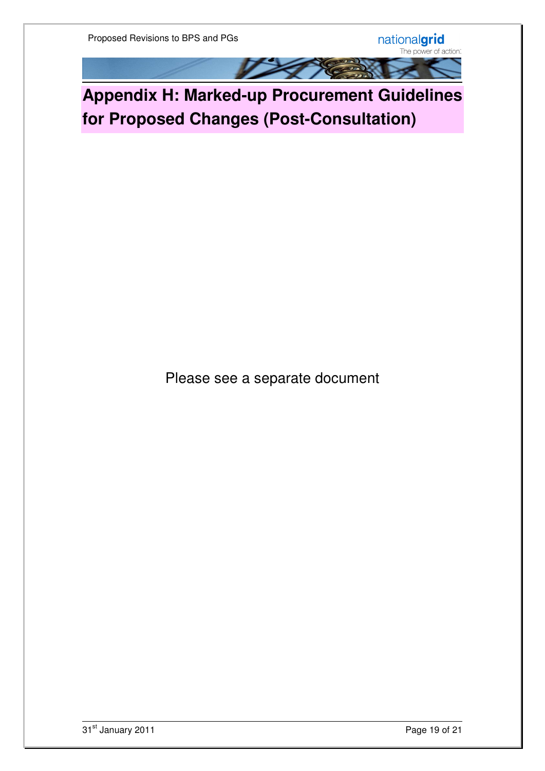# Appendix H: Marked-up Procurement Guidelines for Proposed Changes (Post-Consultation)

Please see a separate document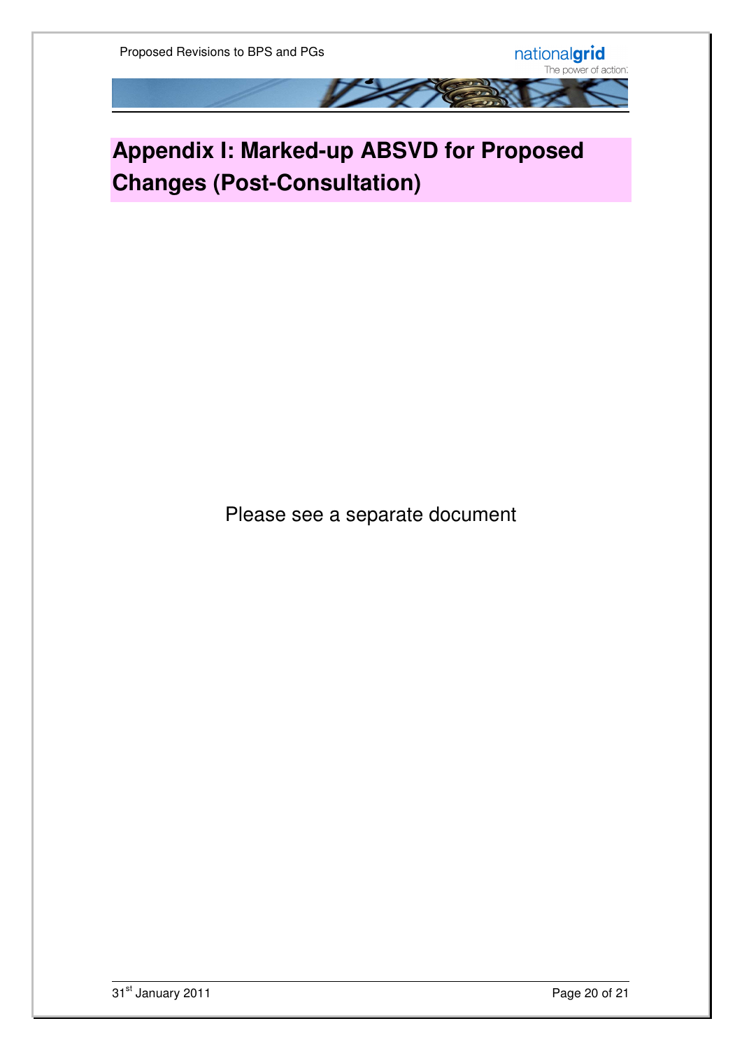# Appendix I: Marked-up ABSVD for Proposed Changes (Post-Consultation)

Please see a separate document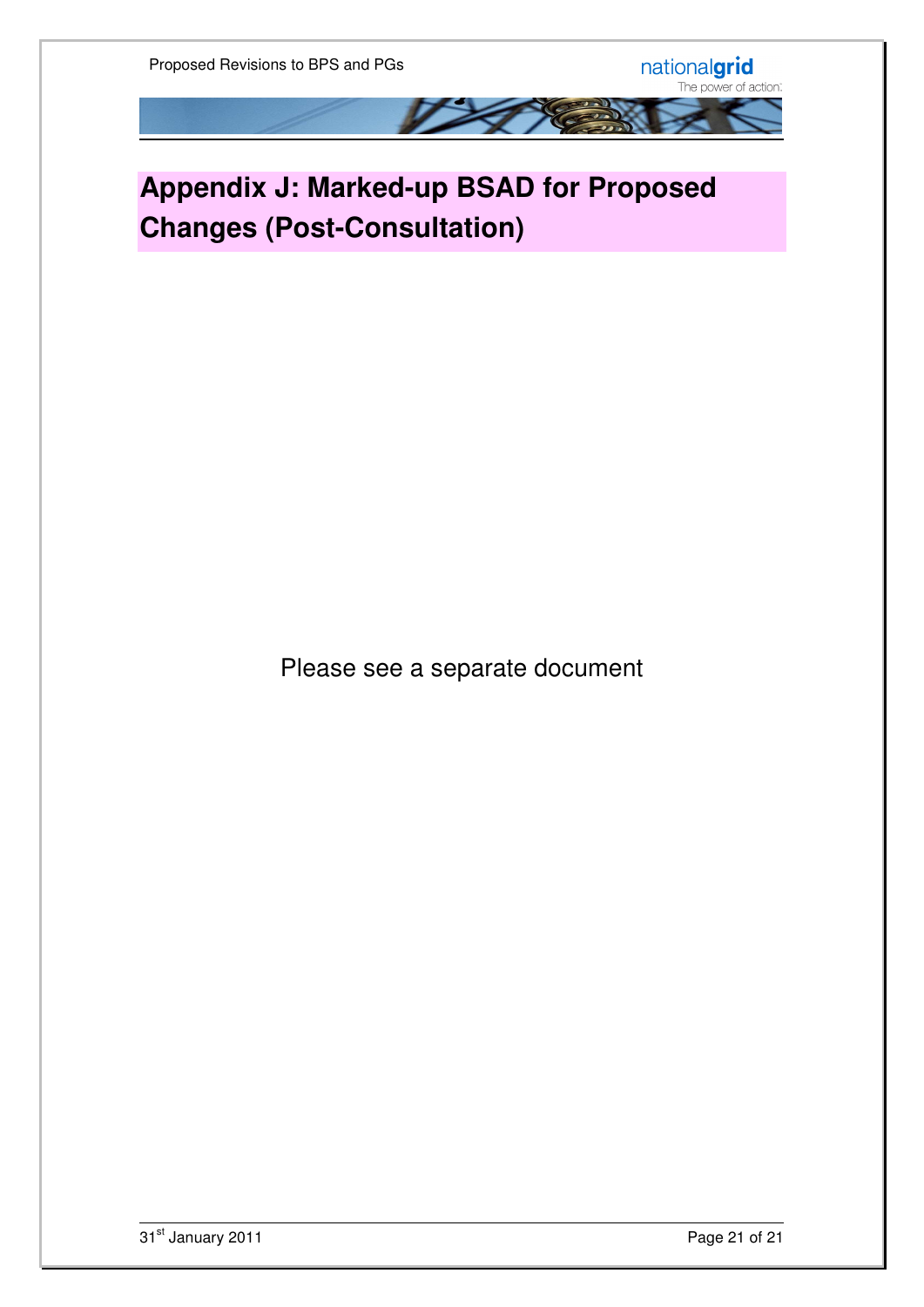# Appendix J: Marked-up BSAD for Proposed Changes (Post-Consultation)

Please see a separate document